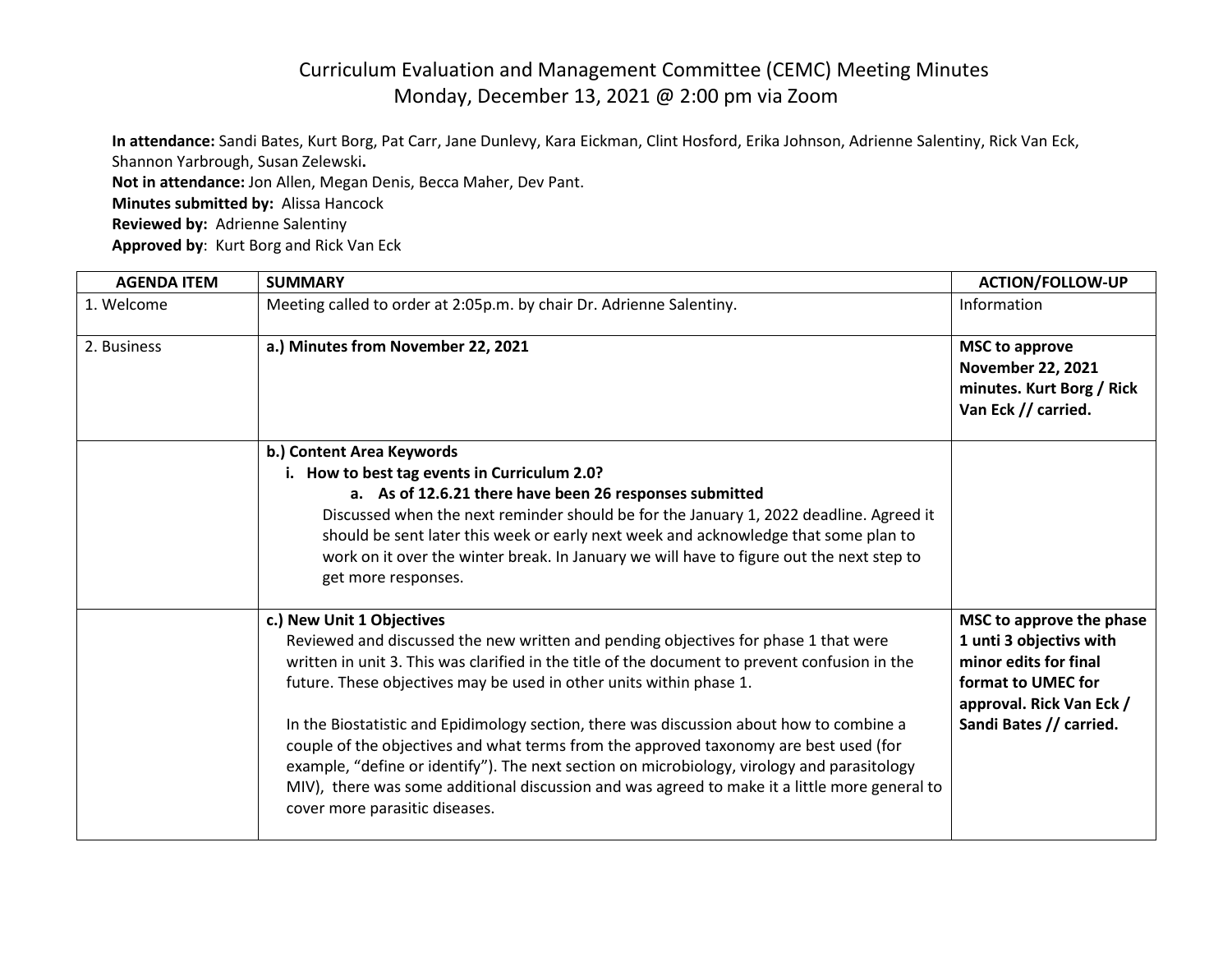# Curriculum Evaluation and Management Committee (CEMC) Meeting Minutes
## Monday, December 13, 2021 @ 2:00 pm via Zoom

**In attendance:** Sandi Bates, Kurt Borg, Pat Carr, Jane Dunlevy, Kara Eickman, Clint Hosford, Erika Johnson, Adrienne Salentiny, Rick Van Eck, Shannon Yarbrough, Susan Zelewski**.**
**Not in attendance:** Jon Allen, Megan Denis, Becca Maher, Dev Pant.
**Minutes submitted by:** Alissa Hancock
**Reviewed by:** Adrienne Salentiny
**Approved by**: Kurt Borg and Rick Van Eck

| AGENDA ITEM | SUMMARY | ACTION/FOLLOW-UP |
|---|---|---|
| 1. Welcome | Meeting called to order at 2:05p.m. by chair Dr. Adrienne Salentiny. | Information |
| 2. Business | **a.) Minutes from November 22, 2021** | **MSC to approve November 22, 2021 minutes. Kurt Borg / Rick Van Eck // carried.** |
| | **b.) Content Area Keywords**<br>**i. How to best tag events in Curriculum 2.0?**<br>**a. As of 12.6.21 there have been 26 responses submitted**<br>Discussed when the next reminder should be for the January 1, 2022 deadline. Agreed it should be sent later this week or early next week and acknowledge that some plan to work on it over the winter break. In January we will have to figure out the next step to get more responses. | |
| | **c.) New Unit 1 Objectives**<br>Reviewed and discussed the new written and pending objectives for phase 1 that were written in unit 3. This was clarified in the title of the document to prevent confusion in the future. These objectives may be used in other units within phase 1.<br><br>In the Biostatistic and Epidimology section, there was discussion about how to combine a couple of the objectives and what terms from the approved taxonomy are best used (for example, "define or identify"). The next section on microbiology, virology and parasitology MIV), there was some additional discussion and was agreed to make it a little more general to cover more parasitic diseases. | **MSC to approve the phase 1 unti 3 objectivs with minor edits for final format to UMEC for approval. Rick Van Eck / Sandi Bates // carried.** |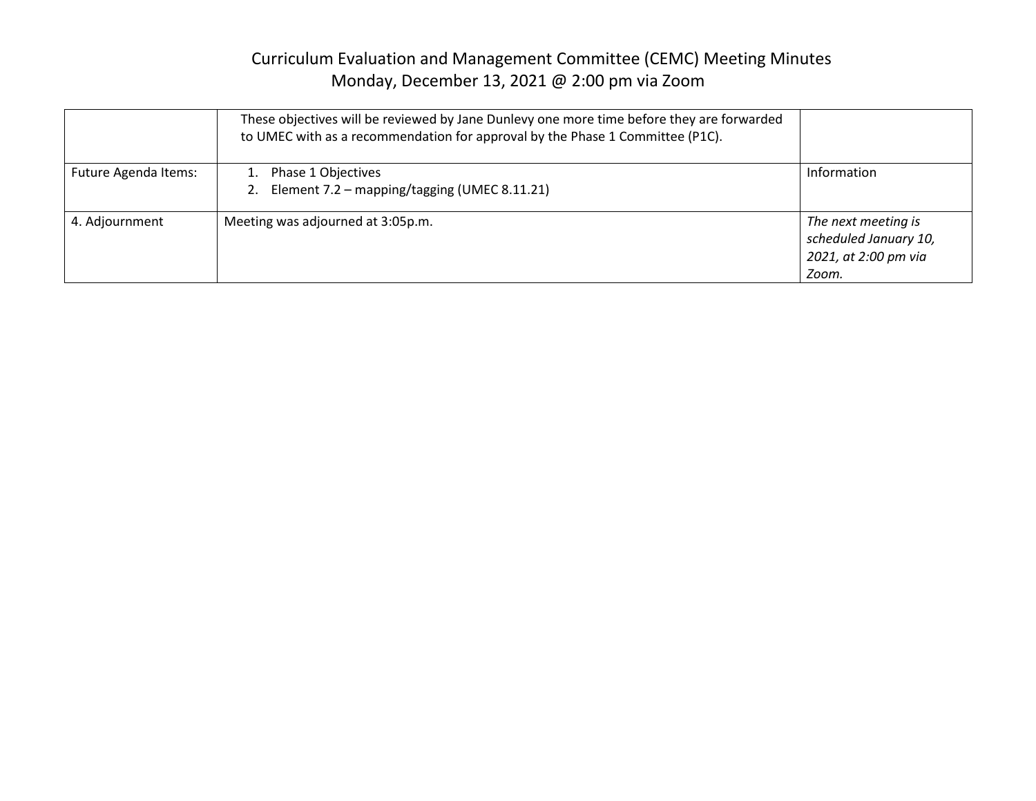# Curriculum Evaluation and Management Committee (CEMC) Meeting Minutes
## Monday, December 13, 2021 @ 2:00 pm via Zoom

| | | |
|---|---|---|
| | These objectives will be reviewed by Jane Dunlevy one more time before they are forwarded to UMEC with as a recommendation for approval by the Phase 1 Committee (P1C). | |
| Future Agenda Items: | 1. Phase 1 Objectives<br>2. Element 7.2 – mapping/tagging (UMEC 8.11.21) | Information |
| 4. Adjournment | Meeting was adjourned at 3:05p.m. | *The next meeting is scheduled January 10, 2021, at 2:00 pm via Zoom.* |